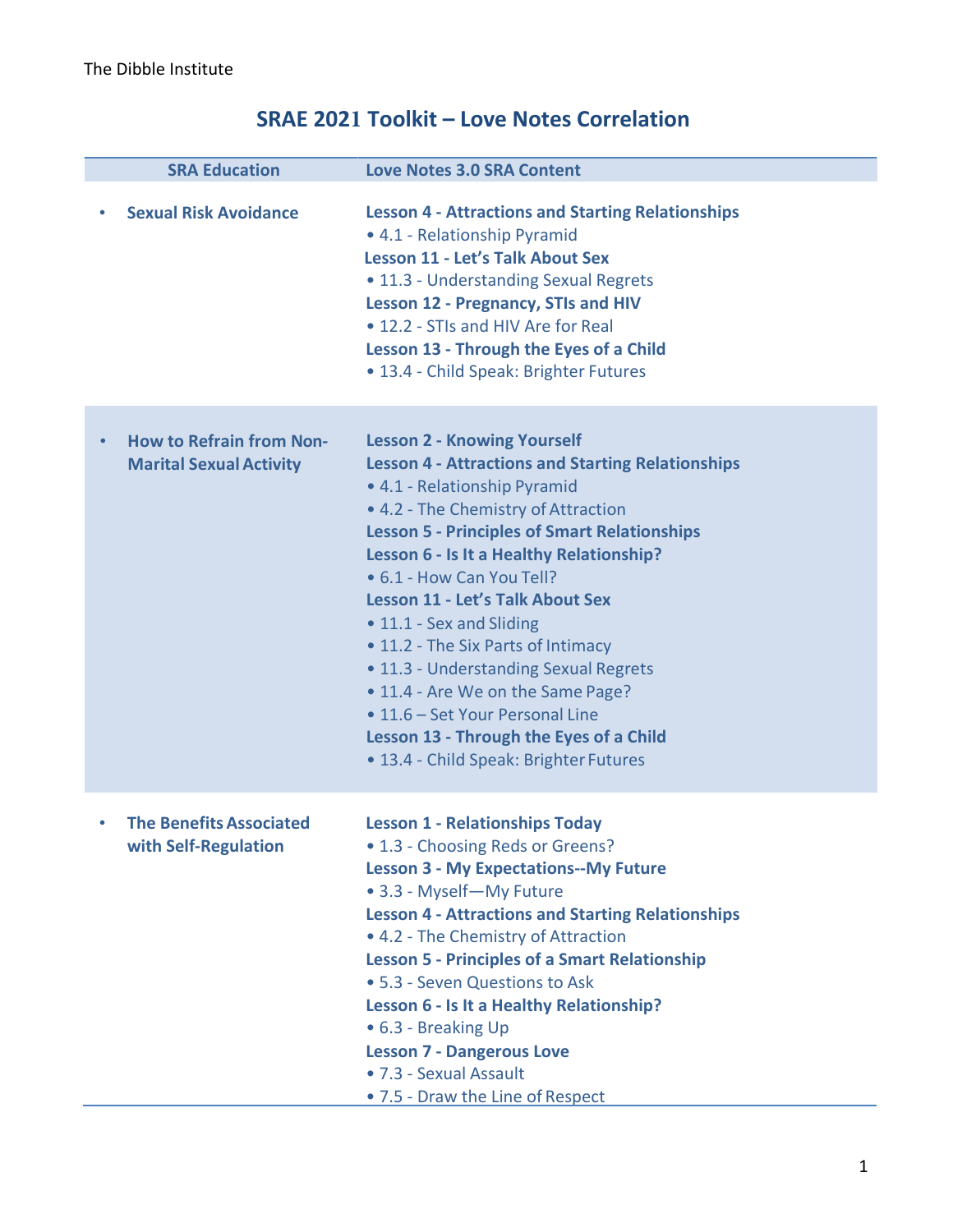The Dibble Institute

# SRAE 2021 Toolkit – Love Notes Correlation

| SRA Education | Love Notes 3.0 SRA Content |
|---|---|
| • **Sexual Risk Avoidance** | **Lesson 4 - Attractions and Starting Relationships**<br>• 4.1 - Relationship Pyramid<br>**Lesson 11 - Let's Talk About Sex**<br>• 11.3 - Understanding Sexual Regrets<br>**Lesson 12 - Pregnancy, STIs and HIV**<br>• 12.2 - STIs and HIV Are for Real<br>**Lesson 13 - Through the Eyes of a Child**<br>• 13.4 - Child Speak: Brighter Futures |
| • **How to Refrain from Non-Marital Sexual Activity** | **Lesson 2 - Knowing Yourself**<br>**Lesson 4 - Attractions and Starting Relationships**<br>• 4.1 - Relationship Pyramid<br>• 4.2 - The Chemistry of Attraction<br>**Lesson 5 - Principles of Smart Relationships**<br>**Lesson 6 - Is It a Healthy Relationship?**<br>• 6.1 - How Can You Tell?<br>**Lesson 11 - Let's Talk About Sex**<br>• 11.1 - Sex and Sliding<br>• 11.2 - The Six Parts of Intimacy<br>• 11.3 - Understanding Sexual Regrets<br>• 11.4 - Are We on the Same Page?<br>• 11.6 – Set Your Personal Line<br>**Lesson 13 - Through the Eyes of a Child**<br>• 13.4 - Child Speak: Brighter Futures |
| • **The Benefits Associated with Self-Regulation** | **Lesson 1 - Relationships Today**<br>• 1.3 - Choosing Reds or Greens?<br>**Lesson 3 - My Expectations--My Future**<br>• 3.3 - Myself—My Future<br>**Lesson 4 - Attractions and Starting Relationships**<br>• 4.2 - The Chemistry of Attraction<br>**Lesson 5 - Principles of a Smart Relationship**<br>• 5.3 - Seven Questions to Ask<br>**Lesson 6 - Is It a Healthy Relationship?**<br>• 6.3 - Breaking Up<br>**Lesson 7 - Dangerous Love**<br>• 7.3 - Sexual Assault<br>• 7.5 - Draw the Line of Respect |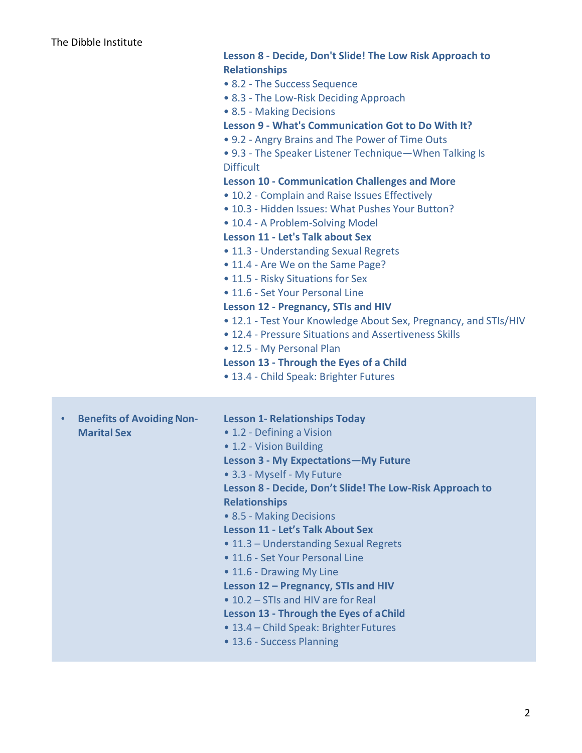| | |
|---|---|
| | **Lesson 8 - Decide, Don't Slide! The Low Risk Approach to Relationships**<br>• 8.2 - The Success Sequence<br>• 8.3 - The Low-Risk Deciding Approach<br>• 8.5 - Making Decisions<br>**Lesson 9 - What's Communication Got to Do With It?**<br>• 9.2 - Angry Brains and The Power of Time Outs<br>• 9.3 - The Speaker Listener Technique—When Talking Is Difficult<br>**Lesson 10 - Communication Challenges and More**<br>• 10.2 - Complain and Raise Issues Effectively<br>• 10.3 - Hidden Issues: What Pushes Your Button?<br>• 10.4 - A Problem-Solving Model<br>**Lesson 11 - Let's Talk about Sex**<br>• 11.3 - Understanding Sexual Regrets<br>• 11.4 - Are We on the Same Page?<br>• 11.5 - Risky Situations for Sex<br>• 11.6 - Set Your Personal Line<br>**Lesson 12 - Pregnancy, STIs and HIV**<br>• 12.1 - Test Your Knowledge About Sex, Pregnancy, and STIs/HIV<br>• 12.4 - Pressure Situations and Assertiveness Skills<br>• 12.5 - My Personal Plan<br>**Lesson 13 - Through the Eyes of a Child**<br>• 13.4 - Child Speak: Brighter Futures |
| • **Benefits of Avoiding Non-Marital Sex** | **Lesson 1- Relationships Today**<br>• 1.2 - Defining a Vision<br>• 1.2 - Vision Building<br>**Lesson 3 - My Expectations—My Future**<br>• 3.3 - Myself - My Future<br>**Lesson 8 - Decide, Don't Slide! The Low-Risk Approach to Relationships**<br>• 8.5 - Making Decisions<br>**Lesson 11 - Let's Talk About Sex**<br>• 11.3 – Understanding Sexual Regrets<br>• 11.6 - Set Your Personal Line<br>• 11.6 - Drawing My Line<br>**Lesson 12 – Pregnancy, STIs and HIV**<br>• 10.2 – STIs and HIV are for Real<br>**Lesson 13 - Through the Eyes of a Child**<br>• 13.4 – Child Speak: Brighter Futures<br>• 13.6 - Success Planning |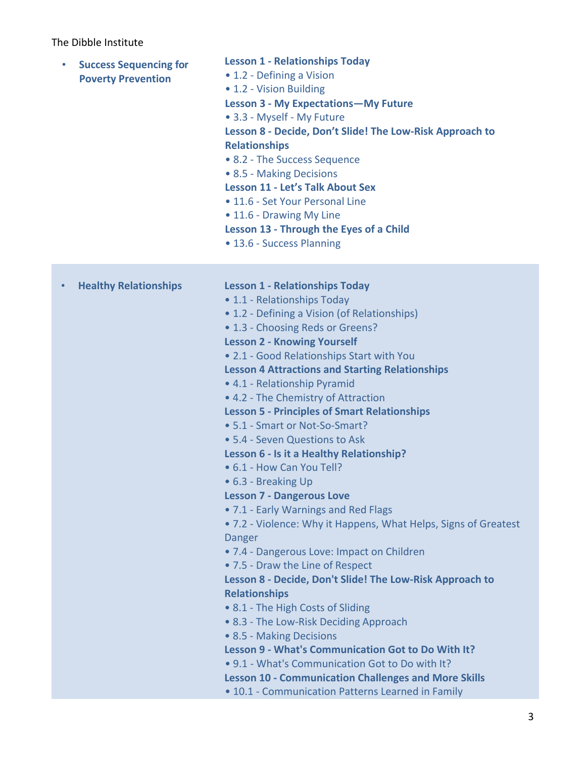The Dibble Institute

| | |
|---|---|
| • **Success Sequencing for Poverty Prevention** | **Lesson 1 - Relationships Today**<br>• 1.2 - Defining a Vision<br>• 1.2 - Vision Building<br>**Lesson 3 - My Expectations—My Future**<br>• 3.3 - Myself - My Future<br>**Lesson 8 - Decide, Don't Slide! The Low-Risk Approach to Relationships**<br>• 8.2 - The Success Sequence<br>• 8.5 - Making Decisions<br>**Lesson 11 - Let's Talk About Sex**<br>• 11.6 - Set Your Personal Line<br>• 11.6 - Drawing My Line<br>**Lesson 13 - Through the Eyes of a Child**<br>• 13.6 - Success Planning |
| • **Healthy Relationships** | **Lesson 1 - Relationships Today**<br>• 1.1 - Relationships Today<br>• 1.2 - Defining a Vision (of Relationships)<br>• 1.3 - Choosing Reds or Greens?<br>**Lesson 2 - Knowing Yourself**<br>• 2.1 - Good Relationships Start with You<br>**Lesson 4 Attractions and Starting Relationships**<br>• 4.1 - Relationship Pyramid<br>• 4.2 - The Chemistry of Attraction<br>**Lesson 5 - Principles of Smart Relationships**<br>• 5.1 - Smart or Not-So-Smart?<br>• 5.4 - Seven Questions to Ask<br>**Lesson 6 - Is it a Healthy Relationship?**<br>• 6.1 - How Can You Tell?<br>• 6.3 - Breaking Up<br>**Lesson 7 - Dangerous Love**<br>• 7.1 - Early Warnings and Red Flags<br>• 7.2 - Violence: Why it Happens, What Helps, Signs of Greatest Danger<br>• 7.4 - Dangerous Love: Impact on Children<br>• 7.5 - Draw the Line of Respect<br>**Lesson 8 - Decide, Don't Slide! The Low-Risk Approach to Relationships**<br>• 8.1 - The High Costs of Sliding<br>• 8.3 - The Low-Risk Deciding Approach<br>• 8.5 - Making Decisions<br>**Lesson 9 - What's Communication Got to Do With It?**<br>• 9.1 - What's Communication Got to Do with It?<br>**Lesson 10 - Communication Challenges and More Skills**<br>• 10.1 - Communication Patterns Learned in Family |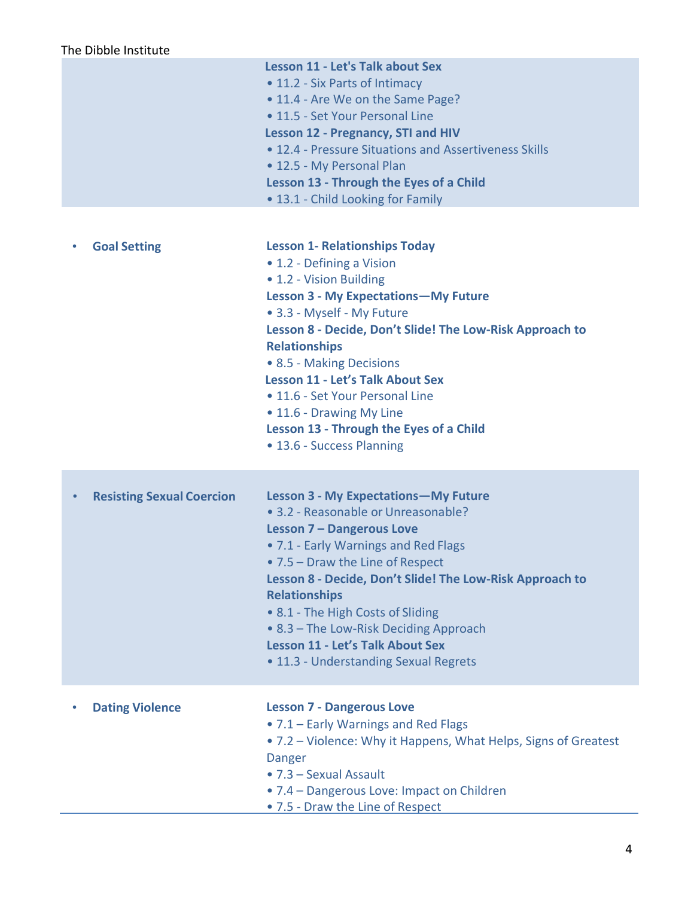| | |
|---|---|
| | **Lesson 11 - Let's Talk about Sex**<br>• 11.2 - Six Parts of Intimacy<br>• 11.4 - Are We on the Same Page?<br>• 11.5 - Set Your Personal Line<br>**Lesson 12 - Pregnancy, STI and HIV**<br>• 12.4 - Pressure Situations and Assertiveness Skills<br>• 12.5 - My Personal Plan<br>**Lesson 13 - Through the Eyes of a Child**<br>• 13.1 - Child Looking for Family |
| • **Goal Setting** | **Lesson 1- Relationships Today**<br>• 1.2 - Defining a Vision<br>• 1.2 - Vision Building<br>**Lesson 3 - My Expectations—My Future**<br>• 3.3 - Myself - My Future<br>**Lesson 8 - Decide, Don't Slide! The Low-Risk Approach to Relationships**<br>• 8.5 - Making Decisions<br>**Lesson 11 - Let's Talk About Sex**<br>• 11.6 - Set Your Personal Line<br>• 11.6 - Drawing My Line<br>**Lesson 13 - Through the Eyes of a Child**<br>• 13.6 - Success Planning |
| • **Resisting Sexual Coercion** | **Lesson 3 - My Expectations—My Future**<br>• 3.2 - Reasonable or Unreasonable?<br>**Lesson 7 – Dangerous Love**<br>• 7.1 - Early Warnings and Red Flags<br>• 7.5 – Draw the Line of Respect<br>**Lesson 8 - Decide, Don't Slide! The Low-Risk Approach to Relationships**<br>• 8.1 - The High Costs of Sliding<br>• 8.3 – The Low-Risk Deciding Approach<br>**Lesson 11 - Let's Talk About Sex**<br>• 11.3 - Understanding Sexual Regrets |
| • **Dating Violence** | **Lesson 7 - Dangerous Love**<br>• 7.1 – Early Warnings and Red Flags<br>• 7.2 – Violence: Why it Happens, What Helps, Signs of Greatest Danger<br>• 7.3 – Sexual Assault<br>• 7.4 – Dangerous Love: Impact on Children<br>• 7.5 - Draw the Line of Respect |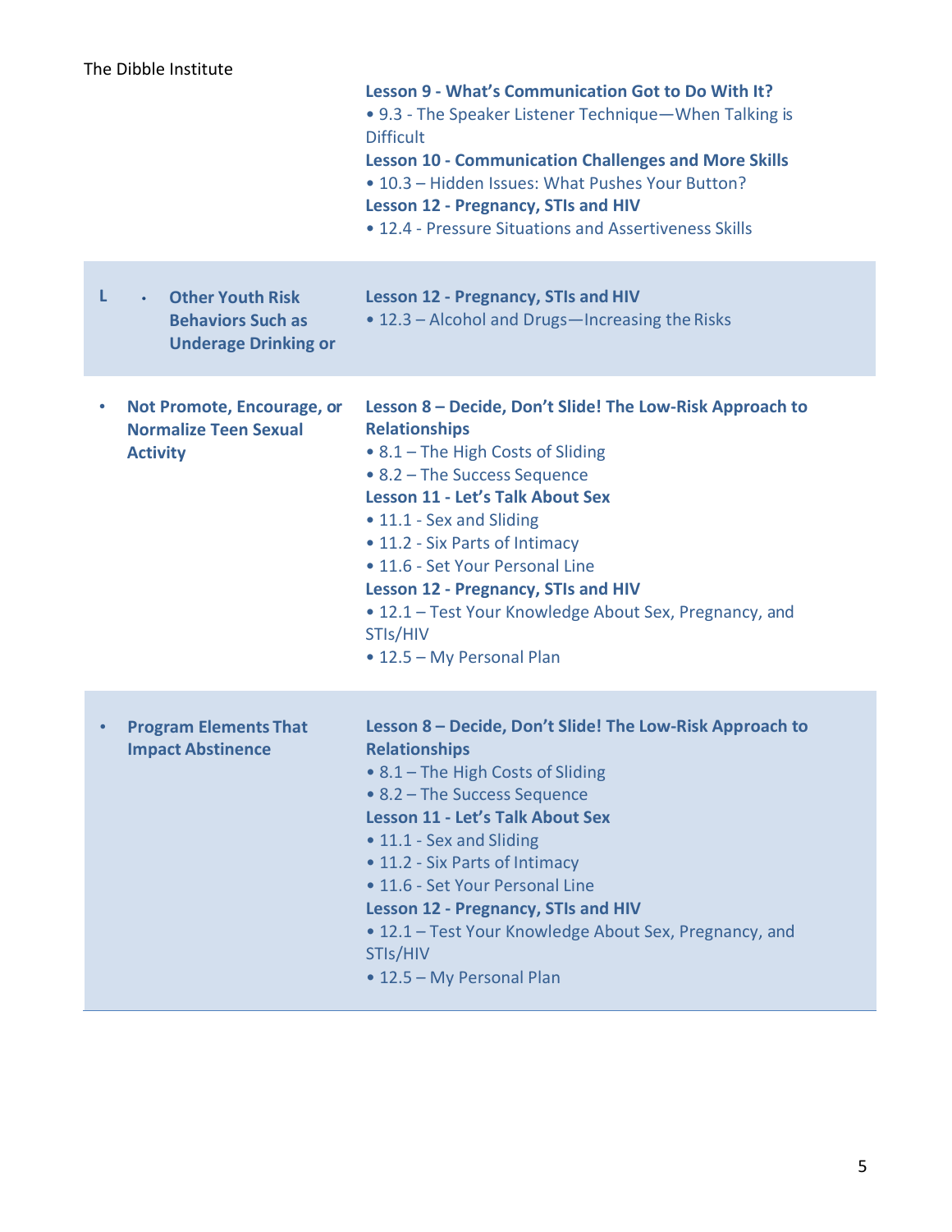| | |
|---|---|
| | **Lesson 9 - What's Communication Got to Do With It?**<br>• 9.3 - The Speaker Listener Technique—When Talking is Difficult<br>**Lesson 10 - Communication Challenges and More Skills**<br>• 10.3 – Hidden Issues: What Pushes Your Button?<br>**Lesson 12 - Pregnancy, STIs and HIV**<br>• 12.4 - Pressure Situations and Assertiveness Skills |
| L • **Other Youth Risk Behaviors Such as Underage Drinking or** | **Lesson 12 - Pregnancy, STIs and HIV**<br>• 12.3 – Alcohol and Drugs—Increasing the Risks |
| • **Not Promote, Encourage, or Normalize Teen Sexual Activity** | **Lesson 8 – Decide, Don't Slide! The Low-Risk Approach to Relationships**<br>• 8.1 – The High Costs of Sliding<br>• 8.2 – The Success Sequence<br>**Lesson 11 - Let's Talk About Sex**<br>• 11.1 - Sex and Sliding<br>• 11.2 - Six Parts of Intimacy<br>• 11.6 - Set Your Personal Line<br>**Lesson 12 - Pregnancy, STIs and HIV**<br>• 12.1 – Test Your Knowledge About Sex, Pregnancy, and STIs/HIV<br>• 12.5 – My Personal Plan |
| • **Program Elements That Impact Abstinence** | **Lesson 8 – Decide, Don't Slide! The Low-Risk Approach to Relationships**<br>• 8.1 – The High Costs of Sliding<br>• 8.2 – The Success Sequence<br>**Lesson 11 - Let's Talk About Sex**<br>• 11.1 - Sex and Sliding<br>• 11.2 - Six Parts of Intimacy<br>• 11.6 - Set Your Personal Line<br>**Lesson 12 - Pregnancy, STIs and HIV**<br>• 12.1 – Test Your Knowledge About Sex, Pregnancy, and STIs/HIV<br>• 12.5 – My Personal Plan |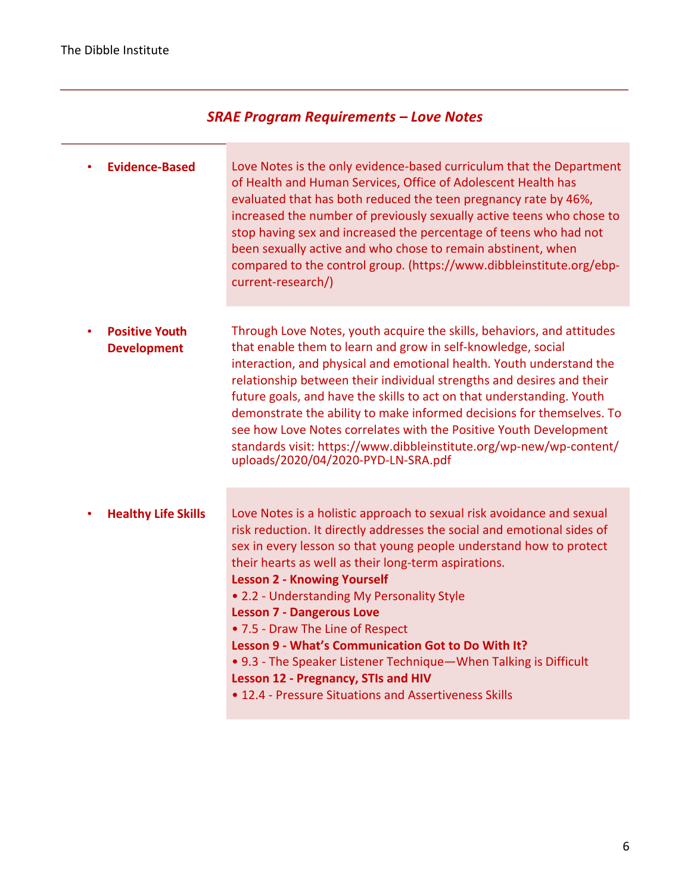## *SRAE Program Requirements – Love Notes*

| | |
|---|---|
| **Evidence-Based** | Love Notes is the only evidence-based curriculum that the Department of Health and Human Services, Office of Adolescent Health has evaluated that has both reduced the teen pregnancy rate by 46%, increased the number of previously sexually active teens who chose to stop having sex and increased the percentage of teens who had not been sexually active and who chose to remain abstinent, when compared to the control group. (https://www.dibbleinstitute.org/ebp-current-research/) |
| **Positive Youth Development** | Through Love Notes, youth acquire the skills, behaviors, and attitudes that enable them to learn and grow in self-knowledge, social interaction, and physical and emotional health. Youth understand the relationship between their individual strengths and desires and their future goals, and have the skills to act on that understanding. Youth demonstrate the ability to make informed decisions for themselves. To see how Love Notes correlates with the Positive Youth Development standards visit: https://www.dibbleinstitute.org/wp-new/wp-content/uploads/2020/04/2020-PYD-LN-SRA.pdf |
| **Healthy Life Skills** | Love Notes is a holistic approach to sexual risk avoidance and sexual risk reduction. It directly addresses the social and emotional sides of sex in every lesson so that young people understand how to protect their hearts as well as their long-term aspirations.<br>**Lesson 2 - Knowing Yourself**<br>• 2.2 - Understanding My Personality Style<br>**Lesson 7 - Dangerous Love**<br>• 7.5 - Draw The Line of Respect<br>**Lesson 9 - What's Communication Got to Do With It?**<br>• 9.3 - The Speaker Listener Technique—When Talking is Difficult<br>**Lesson 12 - Pregnancy, STIs and HIV**<br>• 12.4 - Pressure Situations and Assertiveness Skills |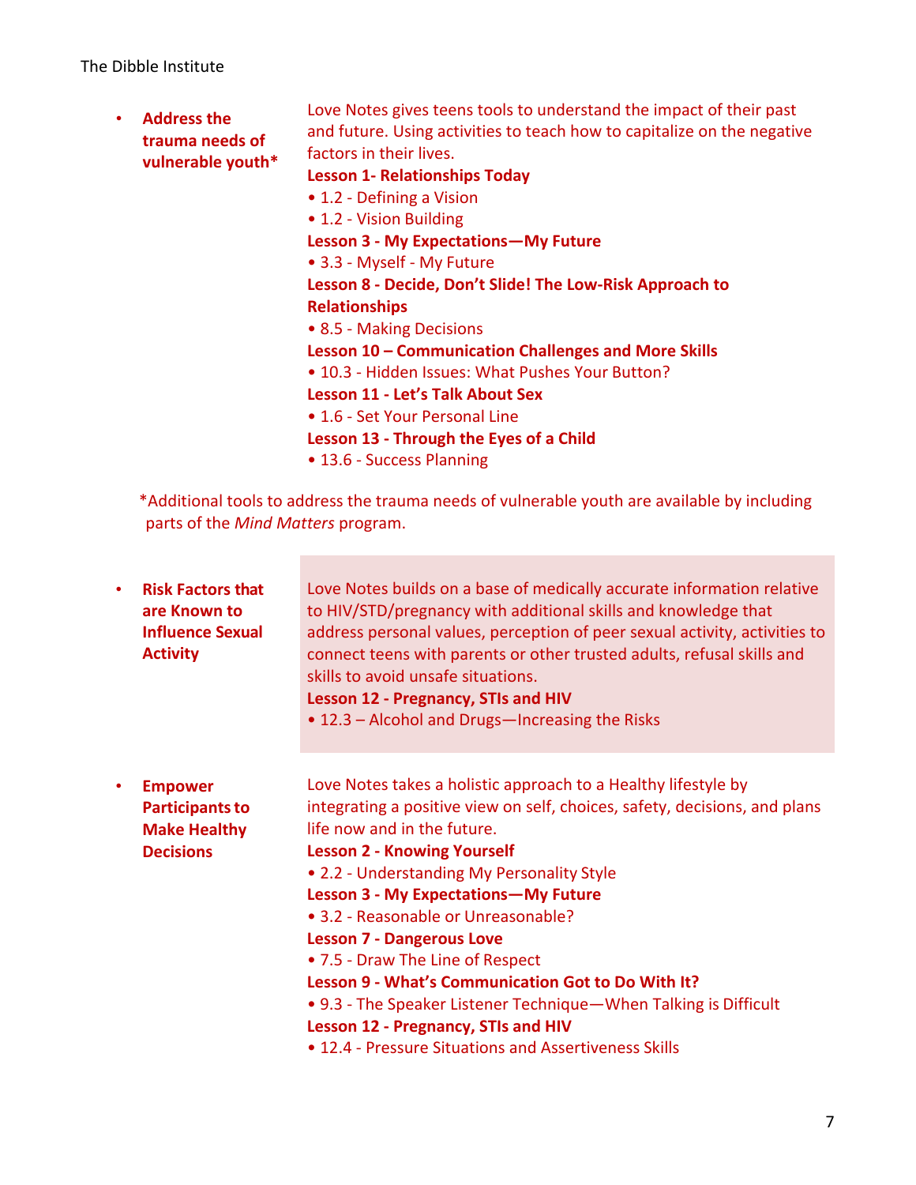- **Address the trauma needs of vulnerable youth***

  Love Notes gives teens tools to understand the impact of their past and future. Using activities to teach how to capitalize on the negative factors in their lives.

  **Lesson 1- Relationships Today**
  - 1.2 - Defining a Vision
  - 1.2 - Vision Building

  **Lesson 3 - My Expectations—My Future**
  - 3.3 - Myself - My Future

  **Lesson 8 - Decide, Don't Slide! The Low-Risk Approach to Relationships**
  - 8.5 - Making Decisions

  **Lesson 10 – Communication Challenges and More Skills**
  - 10.3 - Hidden Issues: What Pushes Your Button?

  **Lesson 11 - Let's Talk About Sex**
  - 1.6 - Set Your Personal Line

  **Lesson 13 - Through the Eyes of a Child**
  - 13.6 - Success Planning

*Additional tools to address the trauma needs of vulnerable youth are available by including parts of the *Mind Matters* program.

- **Risk Factors that are Known to Influence Sexual Activity**

  Love Notes builds on a base of medically accurate information relative to HIV/STD/pregnancy with additional skills and knowledge that address personal values, perception of peer sexual activity, activities to connect teens with parents or other trusted adults, refusal skills and skills to avoid unsafe situations.

  **Lesson 12 - Pregnancy, STIs and HIV**
  - 12.3 – Alcohol and Drugs—Increasing the Risks

- **Empower Participants to Make Healthy Decisions**

  Love Notes takes a holistic approach to a Healthy lifestyle by integrating a positive view on self, choices, safety, decisions, and plans life now and in the future.

  **Lesson 2 - Knowing Yourself**
  - 2.2 - Understanding My Personality Style

  **Lesson 3 - My Expectations—My Future**
  - 3.2 - Reasonable or Unreasonable?

  **Lesson 7 - Dangerous Love**
  - 7.5 - Draw The Line of Respect

  **Lesson 9 - What's Communication Got to Do With It?**
  - 9.3 - The Speaker Listener Technique—When Talking is Difficult

  **Lesson 12 - Pregnancy, STIs and HIV**
  - 12.4 - Pressure Situations and Assertiveness Skills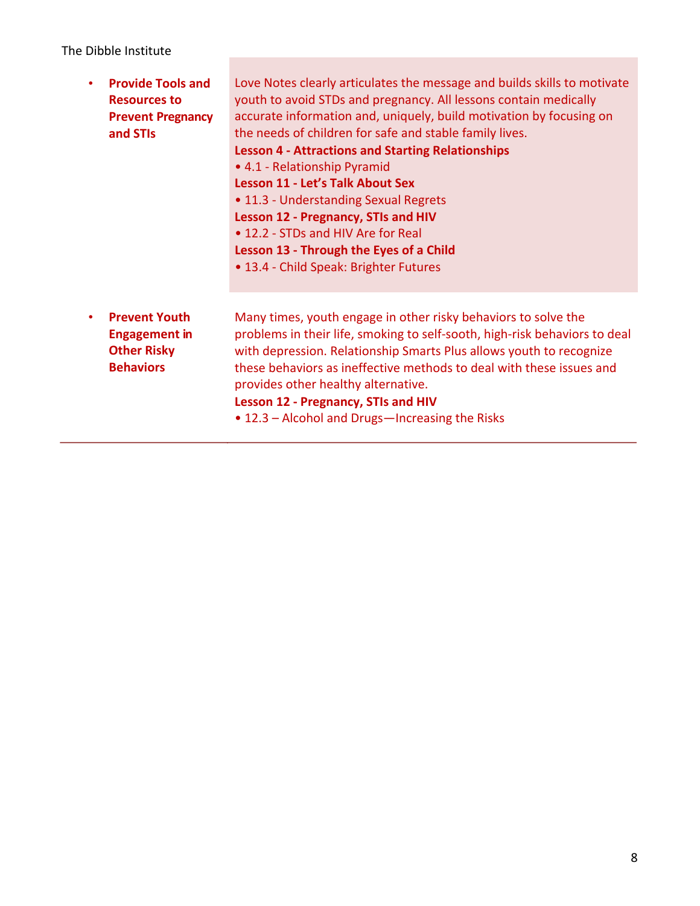| | |
|---|---|
| • **Provide Tools and Resources to Prevent Pregnancy and STIs** | Love Notes clearly articulates the message and builds skills to motivate youth to avoid STDs and pregnancy. All lessons contain medically accurate information and, uniquely, build motivation by focusing on the needs of children for safe and stable family lives.<br>**Lesson 4 - Attractions and Starting Relationships**<br>• 4.1 - Relationship Pyramid<br>**Lesson 11 - Let's Talk About Sex**<br>• 11.3 - Understanding Sexual Regrets<br>**Lesson 12 - Pregnancy, STIs and HIV**<br>• 12.2 - STDs and HIV Are for Real<br>**Lesson 13 - Through the Eyes of a Child**<br>• 13.4 - Child Speak: Brighter Futures |
| • **Prevent Youth Engagement in Other Risky Behaviors** | Many times, youth engage in other risky behaviors to solve the problems in their life, smoking to self-sooth, high-risk behaviors to deal with depression. Relationship Smarts Plus allows youth to recognize these behaviors as ineffective methods to deal with these issues and provides other healthy alternative.<br>**Lesson 12 - Pregnancy, STIs and HIV**<br>• 12.3 – Alcohol and Drugs—Increasing the Risks |